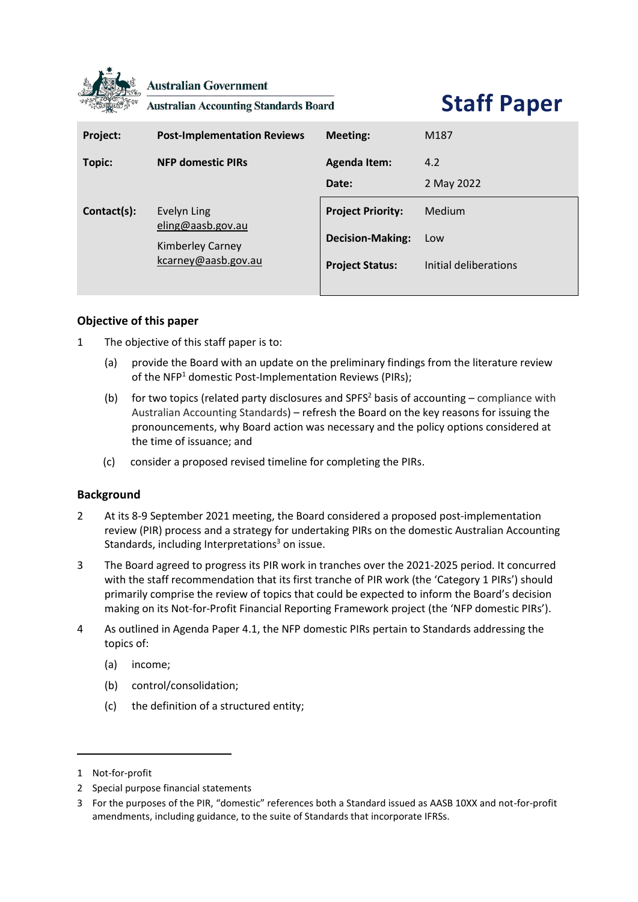Australian Government

Australian Accounting Standards Board

# Staff Paper

| Project: | Post-Implementation Reviews | Meeting: | M187 |
|---|---|---|---|
| Topic: | NFP domestic PIRs | Agenda Item: | 4.2 |
| | | Date: | 2 May 2022 |
| Contact(s): | Evelyn Ling eling@aasb.gov.au Kimberley Carney kcarney@aasb.gov.au | Project Priority: | Medium |
| | | Decision-Making: | Low |
| | | Project Status: | Initial deliberations |

## Objective of this paper

1 The objective of this staff paper is to:

(a) provide the Board with an update on the preliminary findings from the literature review of the NFP[1] domestic Post-Implementation Reviews (PIRs);

(b) for two topics (related party disclosures and SPFS[2] basis of accounting – compliance with Australian Accounting Standards) – refresh the Board on the key reasons for issuing the pronouncements, why Board action was necessary and the policy options considered at the time of issuance; and

(c) consider a proposed revised timeline for completing the PIRs.

## Background

2 At its 8-9 September 2021 meeting, the Board considered a proposed post-implementation review (PIR) process and a strategy for undertaking PIRs on the domestic Australian Accounting Standards, including Interpretations[3] on issue.

3 The Board agreed to progress its PIR work in tranches over the 2021-2025 period. It concurred with the staff recommendation that its first tranche of PIR work (the 'Category 1 PIRs') should primarily comprise the review of topics that could be expected to inform the Board's decision making on its Not-for-Profit Financial Reporting Framework project (the 'NFP domestic PIRs').

4 As outlined in Agenda Paper 4.1, the NFP domestic PIRs pertain to Standards addressing the topics of:

(a) income;

(b) control/consolidation;

(c) the definition of a structured entity;

---

1 Not-for-profit

2 Special purpose financial statements

3 For the purposes of the PIR, "domestic" references both a Standard issued as AASB 10XX and not-for-profit amendments, including guidance, to the suite of Standards that incorporate IFRSs.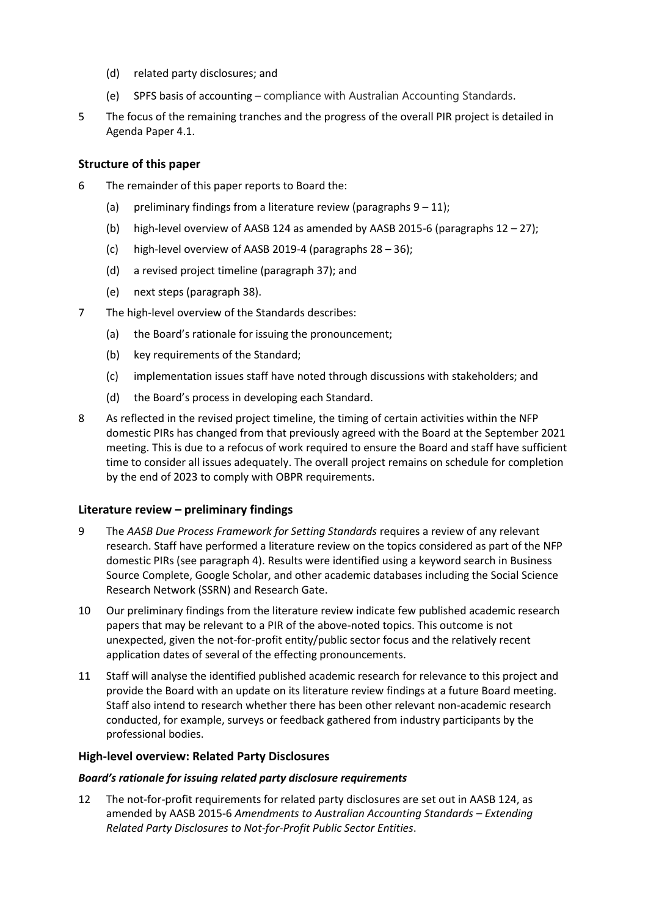(d) related party disclosures; and

(e) SPFS basis of accounting – compliance with Australian Accounting Standards.

5 The focus of the remaining tranches and the progress of the overall PIR project is detailed in Agenda Paper 4.1.

## Structure of this paper

6 The remainder of this paper reports to Board the:

(a) preliminary findings from a literature review (paragraphs 9 – 11);

(b) high-level overview of AASB 124 as amended by AASB 2015-6 (paragraphs 12 – 27);

(c) high-level overview of AASB 2019-4 (paragraphs 28 – 36);

(d) a revised project timeline (paragraph 37); and

(e) next steps (paragraph 38).

7 The high-level overview of the Standards describes:

(a) the Board's rationale for issuing the pronouncement;

(b) key requirements of the Standard;

(c) implementation issues staff have noted through discussions with stakeholders; and

(d) the Board's process in developing each Standard.

8 As reflected in the revised project timeline, the timing of certain activities within the NFP domestic PIRs has changed from that previously agreed with the Board at the September 2021 meeting. This is due to a refocus of work required to ensure the Board and staff have sufficient time to consider all issues adequately. The overall project remains on schedule for completion by the end of 2023 to comply with OBPR requirements.

## Literature review – preliminary findings

9 The *AASB Due Process Framework for Setting Standards* requires a review of any relevant research. Staff have performed a literature review on the topics considered as part of the NFP domestic PIRs (see paragraph 4). Results were identified using a keyword search in Business Source Complete, Google Scholar, and other academic databases including the Social Science Research Network (SSRN) and Research Gate.

10 Our preliminary findings from the literature review indicate few published academic research papers that may be relevant to a PIR of the above-noted topics. This outcome is not unexpected, given the not-for-profit entity/public sector focus and the relatively recent application dates of several of the effecting pronouncements.

11 Staff will analyse the identified published academic research for relevance to this project and provide the Board with an update on its literature review findings at a future Board meeting. Staff also intend to research whether there has been other relevant non-academic research conducted, for example, surveys or feedback gathered from industry participants by the professional bodies.

## High-level overview: Related Party Disclosures

### *Board's rationale for issuing related party disclosure requirements*

12 The not-for-profit requirements for related party disclosures are set out in AASB 124, as amended by AASB 2015-6 *Amendments to Australian Accounting Standards – Extending Related Party Disclosures to Not-for-Profit Public Sector Entities*.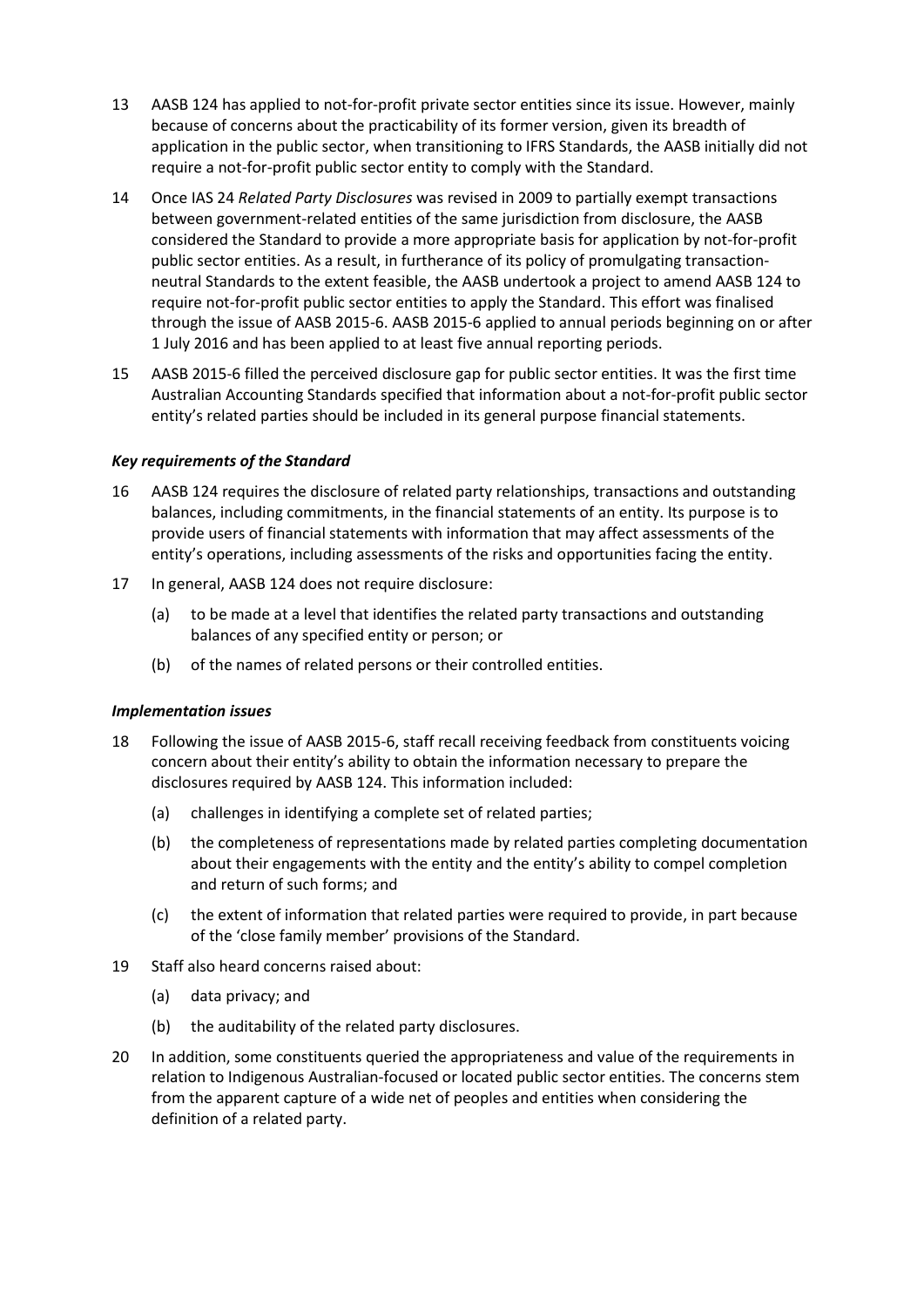13 AASB 124 has applied to not-for-profit private sector entities since its issue. However, mainly because of concerns about the practicability of its former version, given its breadth of application in the public sector, when transitioning to IFRS Standards, the AASB initially did not require a not-for-profit public sector entity to comply with the Standard.

14 Once IAS 24 *Related Party Disclosures* was revised in 2009 to partially exempt transactions between government-related entities of the same jurisdiction from disclosure, the AASB considered the Standard to provide a more appropriate basis for application by not-for-profit public sector entities. As a result, in furtherance of its policy of promulgating transaction-neutral Standards to the extent feasible, the AASB undertook a project to amend AASB 124 to require not-for-profit public sector entities to apply the Standard. This effort was finalised through the issue of AASB 2015-6. AASB 2015-6 applied to annual periods beginning on or after 1 July 2016 and has been applied to at least five annual reporting periods.

15 AASB 2015-6 filled the perceived disclosure gap for public sector entities. It was the first time Australian Accounting Standards specified that information about a not-for-profit public sector entity's related parties should be included in its general purpose financial statements.

### *Key requirements of the Standard*

16 AASB 124 requires the disclosure of related party relationships, transactions and outstanding balances, including commitments, in the financial statements of an entity. Its purpose is to provide users of financial statements with information that may affect assessments of the entity's operations, including assessments of the risks and opportunities facing the entity.

17 In general, AASB 124 does not require disclosure:

(a) to be made at a level that identifies the related party transactions and outstanding balances of any specified entity or person; or

(b) of the names of related persons or their controlled entities.

### *Implementation issues*

18 Following the issue of AASB 2015-6, staff recall receiving feedback from constituents voicing concern about their entity's ability to obtain the information necessary to prepare the disclosures required by AASB 124. This information included:

(a) challenges in identifying a complete set of related parties;

(b) the completeness of representations made by related parties completing documentation about their engagements with the entity and the entity's ability to compel completion and return of such forms; and

(c) the extent of information that related parties were required to provide, in part because of the 'close family member' provisions of the Standard.

19 Staff also heard concerns raised about:

(a) data privacy; and

(b) the auditability of the related party disclosures.

20 In addition, some constituents queried the appropriateness and value of the requirements in relation to Indigenous Australian-focused or located public sector entities. The concerns stem from the apparent capture of a wide net of peoples and entities when considering the definition of a related party.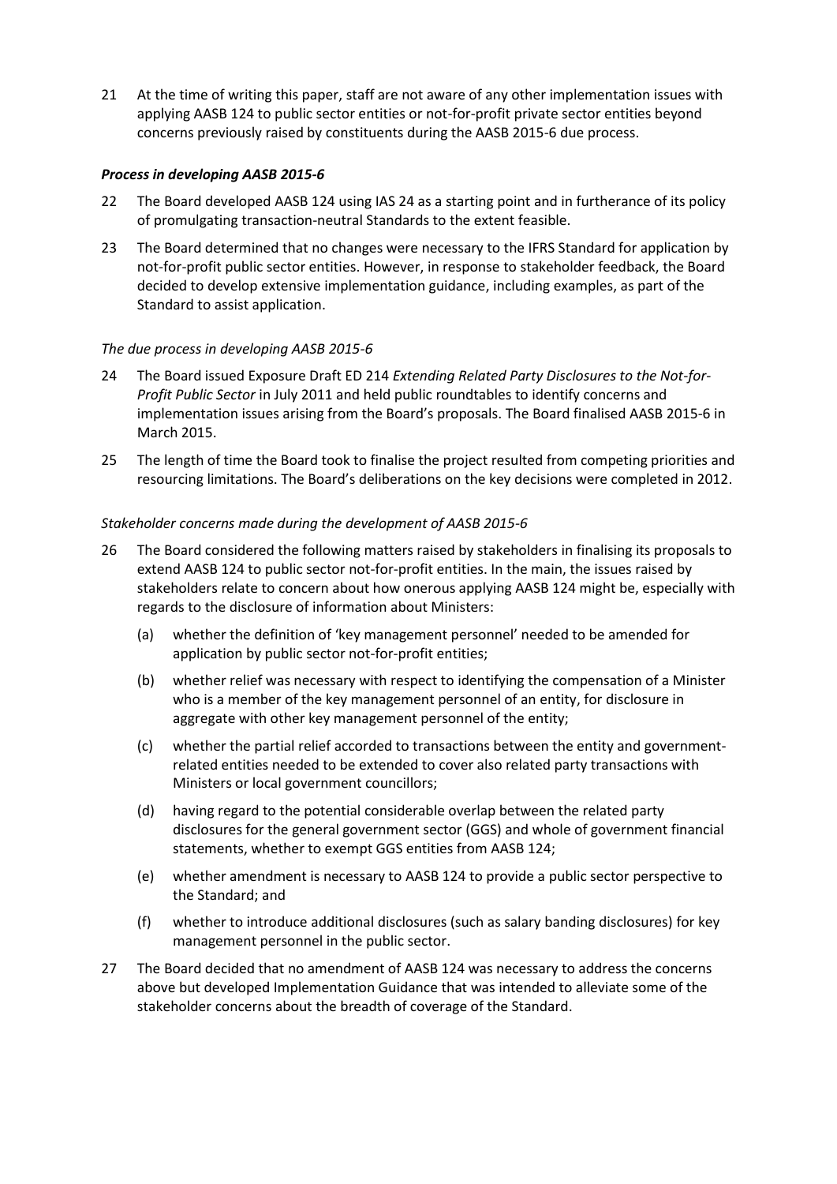21 At the time of writing this paper, staff are not aware of any other implementation issues with applying AASB 124 to public sector entities or not-for-profit private sector entities beyond concerns previously raised by constituents during the AASB 2015-6 due process.

***Process in developing AASB 2015-6***

22 The Board developed AASB 124 using IAS 24 as a starting point and in furtherance of its policy of promulgating transaction-neutral Standards to the extent feasible.

23 The Board determined that no changes were necessary to the IFRS Standard for application by not-for-profit public sector entities. However, in response to stakeholder feedback, the Board decided to develop extensive implementation guidance, including examples, as part of the Standard to assist application.

*The due process in developing AASB 2015-6*

24 The Board issued Exposure Draft ED 214 *Extending Related Party Disclosures to the Not-for-Profit Public Sector* in July 2011 and held public roundtables to identify concerns and implementation issues arising from the Board's proposals. The Board finalised AASB 2015-6 in March 2015.

25 The length of time the Board took to finalise the project resulted from competing priorities and resourcing limitations. The Board's deliberations on the key decisions were completed in 2012.

*Stakeholder concerns made during the development of AASB 2015-6*

26 The Board considered the following matters raised by stakeholders in finalising its proposals to extend AASB 124 to public sector not-for-profit entities. In the main, the issues raised by stakeholders relate to concern about how onerous applying AASB 124 might be, especially with regards to the disclosure of information about Ministers:

(a) whether the definition of 'key management personnel' needed to be amended for application by public sector not-for-profit entities;

(b) whether relief was necessary with respect to identifying the compensation of a Minister who is a member of the key management personnel of an entity, for disclosure in aggregate with other key management personnel of the entity;

(c) whether the partial relief accorded to transactions between the entity and government-related entities needed to be extended to cover also related party transactions with Ministers or local government councillors;

(d) having regard to the potential considerable overlap between the related party disclosures for the general government sector (GGS) and whole of government financial statements, whether to exempt GGS entities from AASB 124;

(e) whether amendment is necessary to AASB 124 to provide a public sector perspective to the Standard; and

(f) whether to introduce additional disclosures (such as salary banding disclosures) for key management personnel in the public sector.

27 The Board decided that no amendment of AASB 124 was necessary to address the concerns above but developed Implementation Guidance that was intended to alleviate some of the stakeholder concerns about the breadth of coverage of the Standard.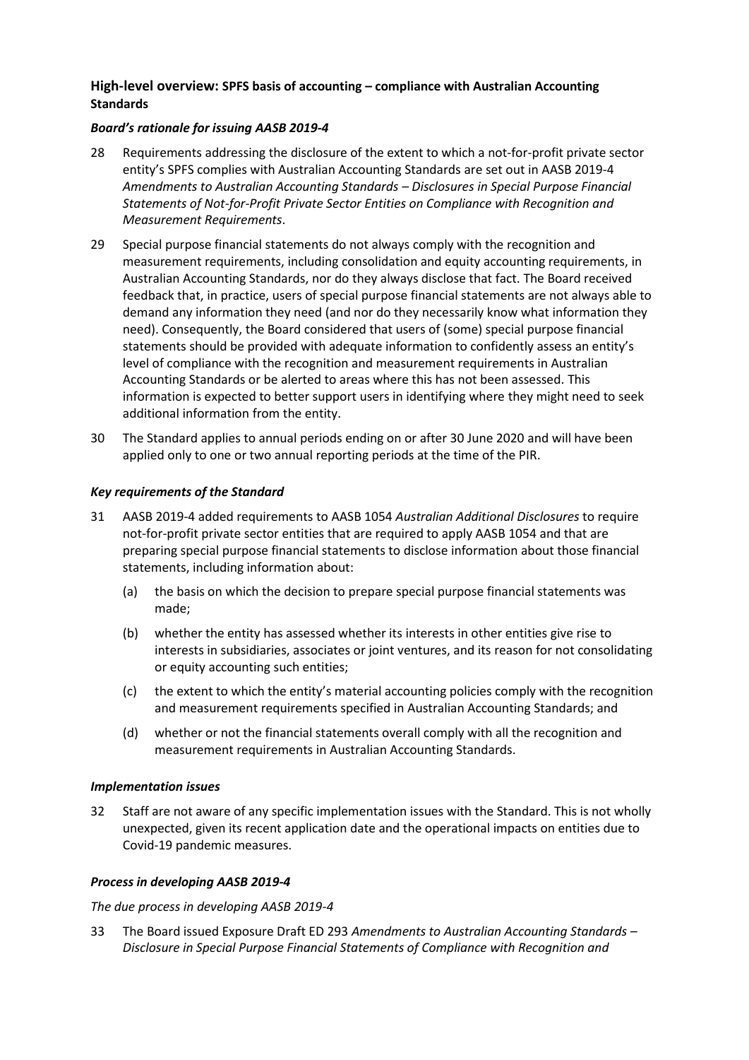### **High-level overview: SPFS basis of accounting – compliance with Australian Accounting Standards**

#### ***Board's rationale for issuing AASB 2019-4***

28 Requirements addressing the disclosure of the extent to which a not-for-profit private sector entity's SPFS complies with Australian Accounting Standards are set out in AASB 2019-4 *Amendments to Australian Accounting Standards – Disclosures in Special Purpose Financial Statements of Not-for-Profit Private Sector Entities on Compliance with Recognition and Measurement Requirements*.

29 Special purpose financial statements do not always comply with the recognition and measurement requirements, including consolidation and equity accounting requirements, in Australian Accounting Standards, nor do they always disclose that fact. The Board received feedback that, in practice, users of special purpose financial statements are not always able to demand any information they need (and nor do they necessarily know what information they need). Consequently, the Board considered that users of (some) special purpose financial statements should be provided with adequate information to confidently assess an entity's level of compliance with the recognition and measurement requirements in Australian Accounting Standards or be alerted to areas where this has not been assessed. This information is expected to better support users in identifying where they might need to seek additional information from the entity.

30 The Standard applies to annual periods ending on or after 30 June 2020 and will have been applied only to one or two annual reporting periods at the time of the PIR.

#### ***Key requirements of the Standard***

31 AASB 2019-4 added requirements to AASB 1054 *Australian Additional Disclosures* to require not-for-profit private sector entities that are required to apply AASB 1054 and that are preparing special purpose financial statements to disclose information about those financial statements, including information about:

(a) the basis on which the decision to prepare special purpose financial statements was made;

(b) whether the entity has assessed whether its interests in other entities give rise to interests in subsidiaries, associates or joint ventures, and its reason for not consolidating or equity accounting such entities;

(c) the extent to which the entity's material accounting policies comply with the recognition and measurement requirements specified in Australian Accounting Standards; and

(d) whether or not the financial statements overall comply with all the recognition and measurement requirements in Australian Accounting Standards.

#### ***Implementation issues***

32 Staff are not aware of any specific implementation issues with the Standard. This is not wholly unexpected, given its recent application date and the operational impacts on entities due to Covid-19 pandemic measures.

#### ***Process in developing AASB 2019-4***

*The due process in developing AASB 2019-4*

33 The Board issued Exposure Draft ED 293 *Amendments to Australian Accounting Standards – Disclosure in Special Purpose Financial Statements of Compliance with Recognition and*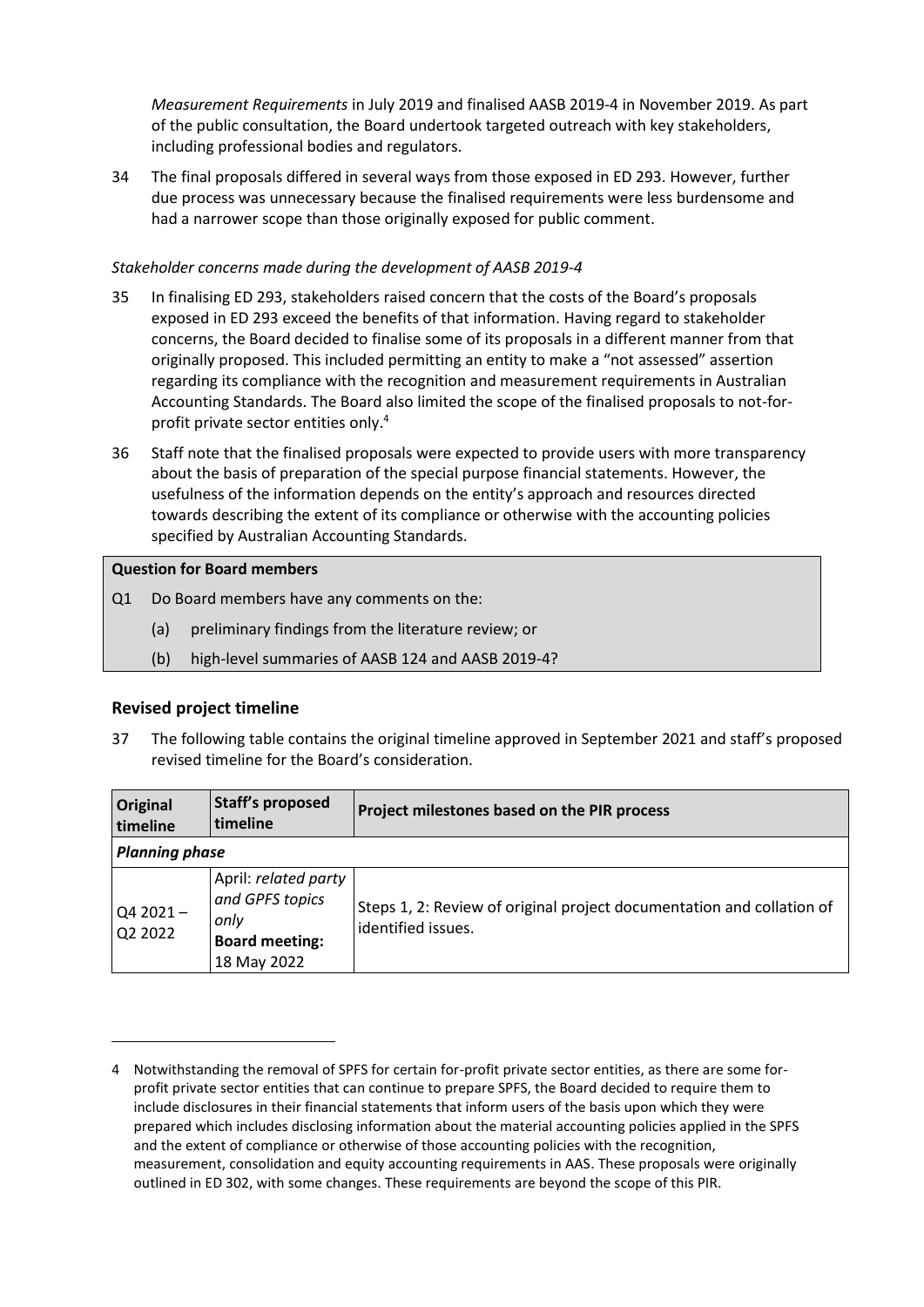*Measurement Requirements* in July 2019 and finalised AASB 2019-4 in November 2019. As part of the public consultation, the Board undertook targeted outreach with key stakeholders, including professional bodies and regulators.

34 The final proposals differed in several ways from those exposed in ED 293. However, further due process was unnecessary because the finalised requirements were less burdensome and had a narrower scope than those originally exposed for public comment.

*Stakeholder concerns made during the development of AASB 2019-4*

35 In finalising ED 293, stakeholders raised concern that the costs of the Board's proposals exposed in ED 293 exceed the benefits of that information. Having regard to stakeholder concerns, the Board decided to finalise some of its proposals in a different manner from that originally proposed. This included permitting an entity to make a "not assessed" assertion regarding its compliance with the recognition and measurement requirements in Australian Accounting Standards. The Board also limited the scope of the finalised proposals to not-for-profit private sector entities only.[4]

36 Staff note that the finalised proposals were expected to provide users with more transparency about the basis of preparation of the special purpose financial statements. However, the usefulness of the information depends on the entity's approach and resources directed towards describing the extent of its compliance or otherwise with the accounting policies specified by Australian Accounting Standards.

**Question for Board members**

Q1 Do Board members have any comments on the:

(a) preliminary findings from the literature review; or

(b) high-level summaries of AASB 124 and AASB 2019-4?

## Revised project timeline

37 The following table contains the original timeline approved in September 2021 and staff's proposed revised timeline for the Board's consideration.

| Original timeline | Staff's proposed timeline | Project milestones based on the PIR process |
|---|---|---|
| ***Planning phase*** | | |
| Q4 2021 – Q2 2022 | April: *related party and GPFS topics only* **Board meeting:** 18 May 2022 | Steps 1, 2: Review of original project documentation and collation of identified issues. |

4 Notwithstanding the removal of SPFS for certain for-profit private sector entities, as there are some for-profit private sector entities that can continue to prepare SPFS, the Board decided to require them to include disclosures in their financial statements that inform users of the basis upon which they were prepared which includes disclosing information about the material accounting policies applied in the SPFS and the extent of compliance or otherwise of those accounting policies with the recognition, measurement, consolidation and equity accounting requirements in AAS. These proposals were originally outlined in ED 302, with some changes. These requirements are beyond the scope of this PIR.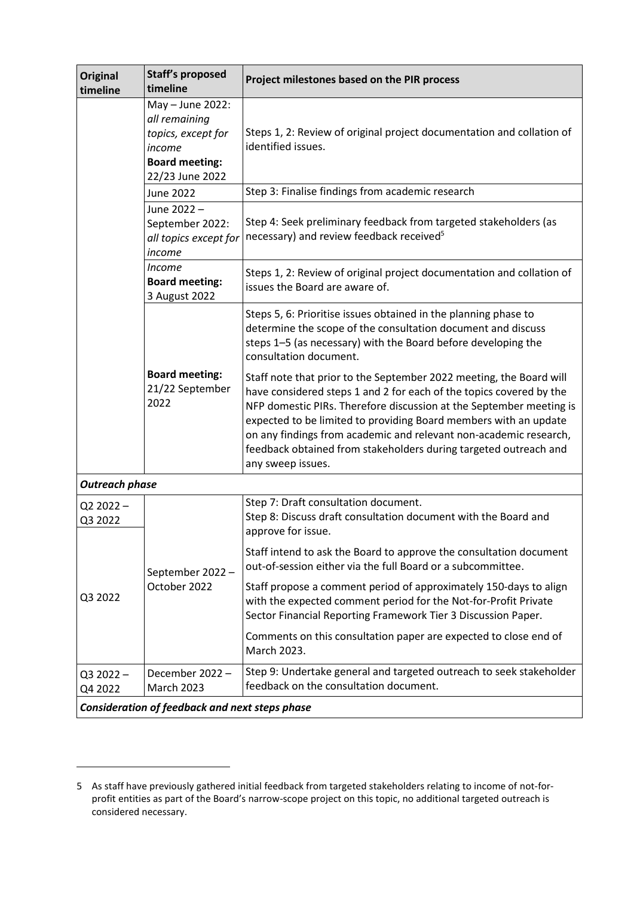| Original timeline | Staff's proposed timeline | Project milestones based on the PIR process |
|---|---|---|
| | May – June 2022: *all remaining topics, except for income* **Board meeting:** 22/23 June 2022 | Steps 1, 2: Review of original project documentation and collation of identified issues. |
| | June 2022 | Step 3: Finalise findings from academic research |
| | June 2022 – September 2022: *all topics except for income* | Step 4: Seek preliminary feedback from targeted stakeholders (as necessary) and review feedback received[5] |
| | *Income* **Board meeting:** 3 August 2022 | Steps 1, 2: Review of original project documentation and collation of issues the Board are aware of. |
| | **Board meeting:** 21/22 September 2022 | Steps 5, 6: Prioritise issues obtained in the planning phase to determine the scope of the consultation document and discuss steps 1–5 (as necessary) with the Board before developing the consultation document.<br><br>Staff note that prior to the September 2022 meeting, the Board will have considered steps 1 and 2 for each of the topics covered by the NFP domestic PIRs. Therefore discussion at the September meeting is expected to be limited to providing Board members with an update on any findings from academic and relevant non-academic research, feedback obtained from stakeholders during targeted outreach and any sweep issues. |
| ***Outreach phase*** | | |
| Q2 2022 – Q3 2022 | September 2022 – October 2022 | Step 7: Draft consultation document.<br>Step 8: Discuss draft consultation document with the Board and approve for issue. |
| Q3 2022 | | Staff intend to ask the Board to approve the consultation document out-of-session either via the full Board or a subcommittee.<br><br>Staff propose a comment period of approximately 150-days to align with the expected comment period for the Not-for-Profit Private Sector Financial Reporting Framework Tier 3 Discussion Paper.<br><br>Comments on this consultation paper are expected to close end of March 2023. |
| Q3 2022 – Q4 2022 | December 2022 – March 2023 | Step 9: Undertake general and targeted outreach to seek stakeholder feedback on the consultation document. |
| ***Consideration of feedback and next steps phase*** | | |

5 As staff have previously gathered initial feedback from targeted stakeholders relating to income of not-for-profit entities as part of the Board's narrow-scope project on this topic, no additional targeted outreach is considered necessary.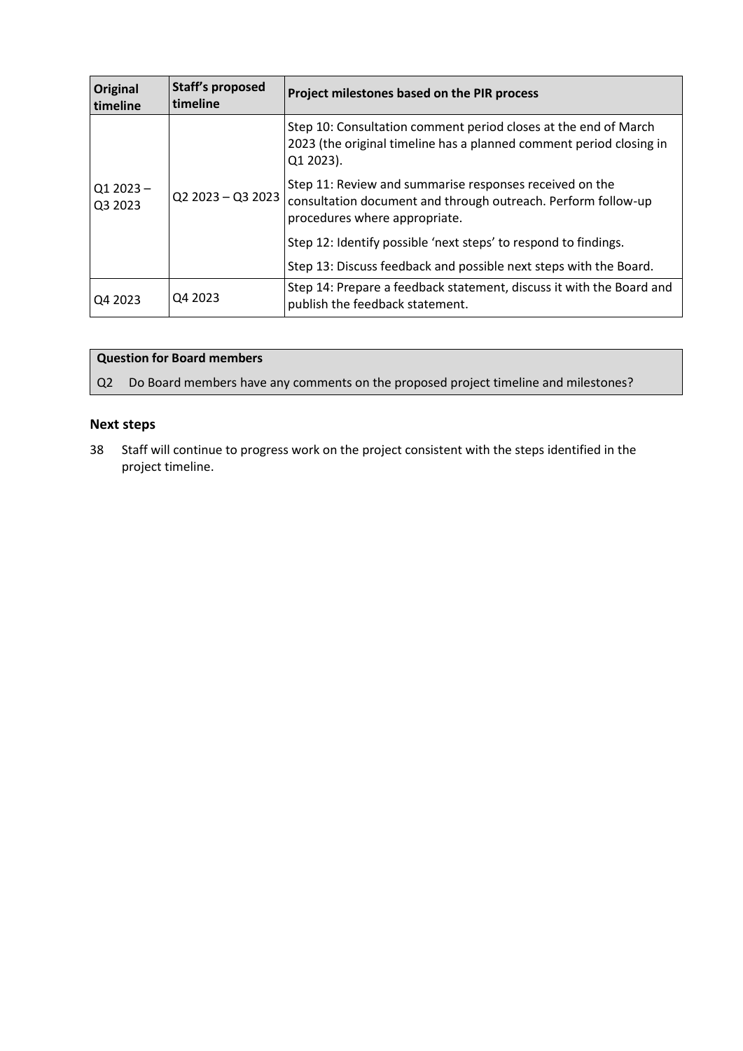| Original timeline | Staff's proposed timeline | Project milestones based on the PIR process |
| --- | --- | --- |
| Q1 2023 – Q3 2023 | Q2 2023 – Q3 2023 | Step 10: Consultation comment period closes at the end of March 2023 (the original timeline has a planned comment period closing in Q1 2023). |
| | | Step 11: Review and summarise responses received on the consultation document and through outreach. Perform follow-up procedures where appropriate. |
| | | Step 12: Identify possible 'next steps' to respond to findings. |
| | | Step 13: Discuss feedback and possible next steps with the Board. |
| Q4 2023 | Q4 2023 | Step 14: Prepare a feedback statement, discuss it with the Board and publish the feedback statement. |

**Question for Board members**

Q2 Do Board members have any comments on the proposed project timeline and milestones?

## Next steps

38 Staff will continue to progress work on the project consistent with the steps identified in the project timeline.